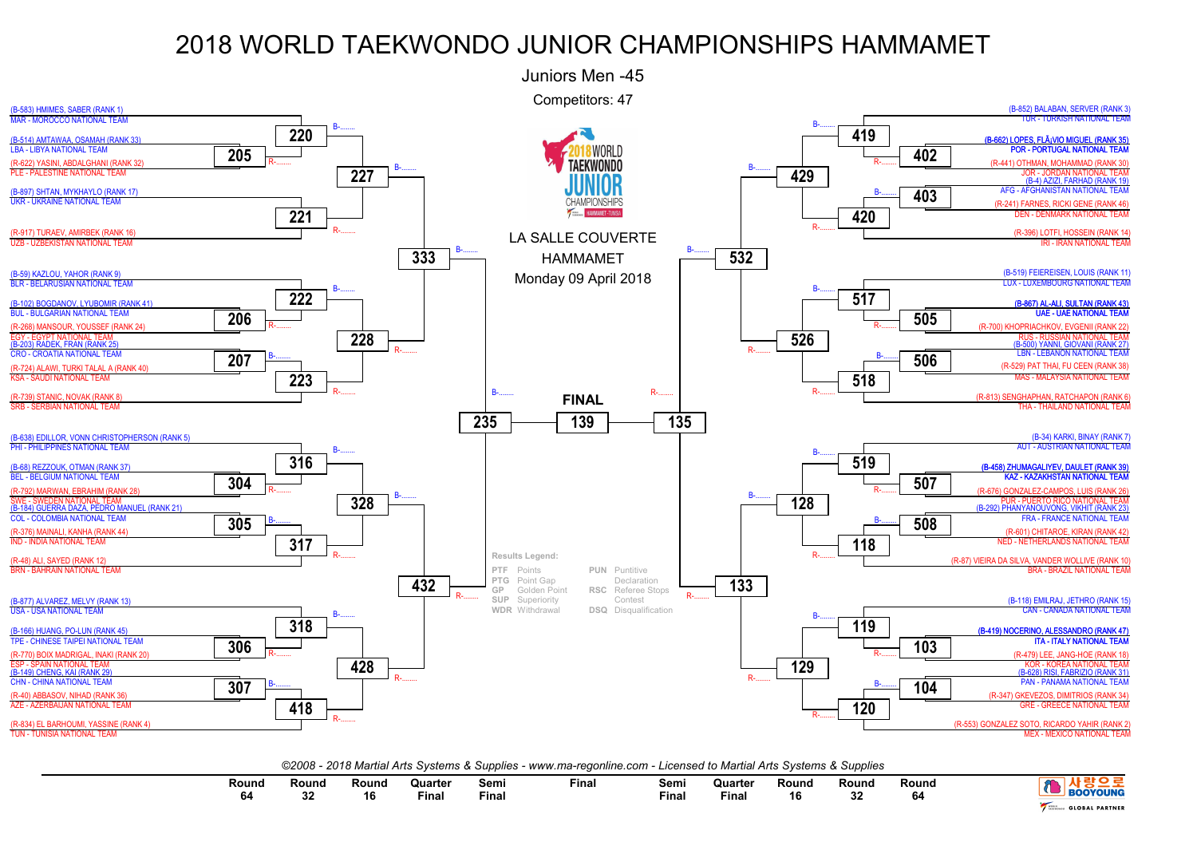# 2018 WORLD TAEKWONDO JUNIOR CHAMPIONSHIPS HAMMAMET

## Juniors Men -45

Competitors: 47

LA SALLE COUVERTE
HAMMAMET
Monday 09 April 2018

### Left Half of Draw

| Competitor | Team |
|---|---|
| (B-583) HMIMES, SABER (RANK 1) | MAR - MOROCCO NATIONAL TEAM |
| (B-514) AMTAWAA, OSAMAH (RANK 33) | LBA - LIBYA NATIONAL TEAM |
| (R-622) YASINI, ABDALGHANI (RANK 32) | PLE - PALESTINE NATIONAL TEAM |
| (B-897) SHTAN, MYKHAYLO (RANK 17) | UKR - UKRAINE NATIONAL TEAM |
| (R-917) TURAEV, AMIRBEK (RANK 16) | UZB - UZBEKISTAN NATIONAL TEAM |
| (B-59) KAZLOU, YAHOR (RANK 9) | BLR - BELARUSIAN NATIONAL TEAM |
| (B-102) BOGDANOV, LYUBOMIR (RANK 41) | BUL - BULGARIAN NATIONAL TEAM |
| (R-268) MANSOUR, YOUSSEF (RANK 24) | EGY - EGYPT NATIONAL TEAM |
| (B-203) RADEK, FRAN (RANK 25) | CRO - CROATIA NATIONAL TEAM |
| (R-724) ALAWI, TURKI TALAL A (RANK 40) | KSA - SAUDI NATIONAL TEAM |
| (R-739) STANIC, NOVAK (RANK 8) | SRB - SERBIAN NATIONAL TEAM |
| (B-638) EDILLOR, VONN CHRISTOPHERSON (RANK 5) | PHI - PHILIPPINES NATIONAL TEAM |
| (B-68) REZZOUK, OTMAN (RANK 37) | BEL - BELGIUM NATIONAL TEAM |
| (R-792) MARWAN, EBRAHIM (RANK 28) | SWE - SWEDEN NATIONAL TEAM |
| (B-184) GUERRA DAZA, PEDRO MANUEL (RANK 21) | COL - COLOMBIA NATIONAL TEAM |
| (R-376) MAINALI, KANHA (RANK 44) | IND - INDIA NATIONAL TEAM |
| (R-48) ALI, SAYED (RANK 12) | BRN - BAHRAIN NATIONAL TEAM |
| (B-877) ALVAREZ, MELVY (RANK 13) | USA - USA NATIONAL TEAM |
| (B-166) HUANG, PO-LUN (RANK 45) | TPE - CHINESE TAIPEI NATIONAL TEAM |
| (R-770) BOIX MADRIGAL, INAKI (RANK 20) | ESP - SPAIN NATIONAL TEAM |
| (B-149) CHENG, KAI (RANK 29) | CHN - CHINA NATIONAL TEAM |
| (R-40) ABBASOV, NIHAD (RANK 36) | AZE - AZERBAIJAN NATIONAL TEAM |
| (R-834) EL BARHOUMI, YASSINE (RANK 4) | TUN - TUNISIA NATIONAL TEAM |

Left half match numbers: Round 64: 205, 206, 207, 304, 305, 306, 307; Round 32: 220, 221, 222, 223, 316, 317, 318, 418; Round 16: 227, 228, 328, 428; Quarter Final: 333, 432; Semi Final: 235

### Right Half of Draw

| Competitor | Team |
|---|---|
| (B-852) BALABAN, SERVER (RANK 3) | TUR - TURKISH NATIONAL TEAM |
| (B-662) LOPES, FLÃ¡VIO MIGUEL (RANK 35) | POR - PORTUGAL NATIONAL TEAM |
| (R-441) OTHMAN, MOHAMMAD (RANK 30) | JOR - JORDAN NATIONAL TEAM |
| (B-4) AZIZI, FARHAD (RANK 19) | AFG - AFGHANISTAN NATIONAL TEAM |
| (R-241) FARNES, RICKI GENE (RANK 46) | DEN - DENMARK NATIONAL TEAM |
| (R-396) LOTFI, HOSSEIN (RANK 14) | IRI - IRAN NATIONAL TEAM |
| (B-519) FEIEREISEN, LOUIS (RANK 11) | LUX - LUXEMBOURG NATIONAL TEAM |
| (B-867) AL-ALI, SULTAN (RANK 43) | UAE - UAE NATIONAL TEAM |
| (R-700) KHOPRIACHKOV, EVGENII (RANK 22) | RUS - RUSSIAN NATIONAL TEAM |
| (B-500) YANNI, GIOVANI (RANK 27) | LBN - LEBANON NATIONAL TEAM |
| (R-529) PAT THAI, FU CEEN (RANK 38) | MAS - MALAYSIA NATIONAL TEAM |
| (R-813) SENGHAPHAN, RATCHAPON (RANK 6) | THA - THAILAND NATIONAL TEAM |
| (B-34) KARKI, BINAY (RANK 7) | AUT - AUSTRIAN NATIONAL TEAM |
| (B-458) ZHUMAGALIYEV, DAULET (RANK 39) | KAZ - KAZAKHSTAN NATIONAL TEAM |
| (R-676) GONZALEZ-CAMPOS, LUIS (RANK 26) | PUR - PUERTO RICO NATIONAL TEAM |
| (B-292) PHANYANOUVONG, VIKHIT (RANK 23) | FRA - FRANCE NATIONAL TEAM |
| (R-601) CHITAROE, KIRAN (RANK 42) | NED - NETHERLANDS NATIONAL TEAM |
| (R-87) VIEIRA DA SILVA, VANDER WOLLIVE (RANK 10) | BRA - BRAZIL NATIONAL TEAM |
| (B-118) EMILRAJ, JETHRO (RANK 15) | CAN - CANADA NATIONAL TEAM |
| (B-419) NOCERINO, ALESSANDRO (RANK 47) | ITA - ITALY NATIONAL TEAM |
| (R-479) LEE, JANG-HOE (RANK 18) | KOR - KOREA NATIONAL TEAM |
| (B-628) RISI, FABRIZIO (RANK 31) | PAN - PANAMA NATIONAL TEAM |
| (R-347) GKEVEZOS, DIMITRIOS (RANK 34) | GRE - GREECE NATIONAL TEAM |
| (R-553) GONZALEZ SOTO, RICARDO YAHIR (RANK 2) | MEX - MEXICO NATIONAL TEAM |

Right half match numbers: Round 64: 402, 403, 505, 506, 507, 508, 103, 104; Round 32: 419, 420, 517, 518, 519, 118, 119, 120; Round 16: 429, 526, 128, 129; Quarter Final: 532, 133; Semi Final: 135

**FINAL**: 139

### Results Legend:

| Code | Meaning | Code | Meaning |
|---|---|---|---|
| PTF | Points | PUN | Puntitive Declaration |
| PTG | Point Gap | RSC | Referee Stops Contest |
| GP | Golden Point | DSQ | Disqualification |
| SUP | Superiority | | |
| WDR | Withdrawal | | |

*©2008 - 2018 Martial Arts Systems & Supplies - www.ma-regonline.com - Licensed to Martial Arts Systems & Supplies*

| Round 64 | Round 32 | Round 16 | Quarter Final | Semi Final | Final | Semi Final | Quarter Final | Round 16 | Round 32 | Round 64 |
|---|---|---|---|---|---|---|---|---|---|---|

사랑으로 BOOYOUNG — GLOBAL PARTNER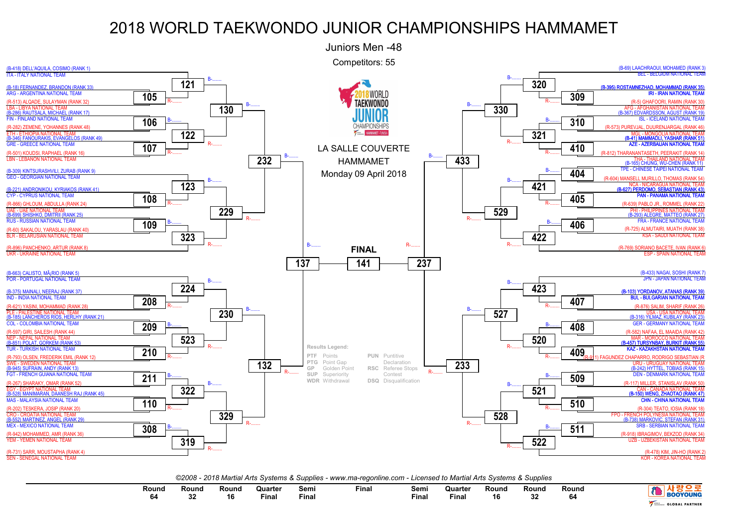# 2018 WORLD TAEKWONDO JUNIOR CHAMPIONSHIPS HAMMAMET

Juniors Men -48

Competitors: 55

LA SALLE COUVERTE
HAMMAMET
Monday 09 April 2018

## Left side of bracket

| Competitor | Team | Match (Round 64) | Match (Round 32) | Match (Round 16) | Match (Quarter Final) |
|---|---|---|---|---|---|
| (B-418) DELL'AQUILA, COSIMO (RANK 1) | ITA - ITALY NATIONAL TEAM | | 121 | 130 | 232 |
| (B-18) FERNANDEZ, BRANDON (RANK 33) | ARG - ARGENTINA NATIONAL TEAM | 105 | 121 | 130 | 232 |
| (R-513) ALQADE, SULAYMAN (RANK 32) | LBA - LIBYA NATIONAL TEAM | 105 | 121 | 130 | 232 |
| (B-286) RAUTSALA, MICHAEL (RANK 17) | FIN - FINLAND NATIONAL TEAM | 106 | 122 | 130 | 232 |
| (R-282) ZEMENE, YOHANNES (RANK 48) | ETH - ETHIOPIA NATIONAL TEAM | 106 | 122 | 130 | 232 |
| (B-346) FANOURAKIS, EVANGELOS (RANK 49) | GRE - GREECE NATIONAL TEAM | 107 | 122 | 130 | 232 |
| (R-501) KOUDSI, RAPHAEL (RANK 16) | LBN - LEBANON NATIONAL TEAM | 107 | 122 | 130 | 232 |
| (B-309) KINTSURASHVILI, ZURAB (RANK 9) | GEO - GEORGIAN NATIONAL TEAM | | 123 | 229 | 232 |
| (B-221) ANDRONIKOU, KYRIAKOS (RANK 41) | CYP - CYPRUS NATIONAL TEAM | 108 | 123 | 229 | 232 |
| (R-866) GHLOUM, ABDULLA (RANK 24) | UAE - UAE NATIONAL TEAM | 108 | 123 | 229 | 232 |
| (B-699) SHISHKO, DMITRII (RANK 25) | RUS - RUSSIAN NATIONAL TEAM | 109 | 323 | 229 | 232 |
| (R-60) SAKALOU, YARASLAU (RANK 40) | BLR - BELARUSIAN NATIONAL TEAM | 109 | 323 | 229 | 232 |
| (R-896) PANCHENKO, ARTUR (RANK 8) | UKR - UKRAINE NATIONAL TEAM | | 323 | 229 | 232 |
| (B-663) CALISTO, MÃ¡RIO (RANK 5) | POR - PORTUGAL NATIONAL TEAM | | 224 | 230 | 132 |
| (B-375) MAINALI, NEERAJ (RANK 37) | IND - INDIA NATIONAL TEAM | 208 | 224 | 230 | 132 |
| (R-621) YASINI, MOHAMMAD (RANK 28) | PLE - PALESTINE NATIONAL TEAM | 208 | 224 | 230 | 132 |
| (B-185) LANCHEROS RIOS, HERLHY (RANK 21) | COL - COLOMBIA NATIONAL TEAM | 209 | 523 | 230 | 132 |
| (R-597) GIRI, SAILESH (RANK 44) | NEP - NEPAL NATIONAL TEAM | 209 | 523 | 230 | 132 |
| (B-851) POLAT, GORKEM (RANK 53) | TUR - TURKISH NATIONAL TEAM | 210 | 523 | 230 | 132 |
| (R-793) OLSEN, FREDERIK EMIL (RANK 12) | SWE - SWEDEN NATIONAL TEAM | 210 | 523 | 230 | 132 |
| (B-945) SUFRAIN, ANDY (RANK 13) | FGT - FRENCH GUIANA NATIONAL TEAM | 211 | 322 | 329 | 132 |
| (R-267) SHARAKY, OMAR (RANK 52) | EGY - EGYPT NATIONAL TEAM | 211 | 322 | 329 | 132 |
| (B-528) MANIMARAN, DAANESH RAJ (RANK 45) | MAS - MALAYSIA NATIONAL TEAM | 110 | 322 | 329 | 132 |
| (R-202) TESKERA, JOSIP (RANK 20) | CRO - CROATIA NATIONAL TEAM | 110 | 322 | 329 | 132 |
| (B-552) MARTINEZ, ANGEL (RANK 29) | MEX - MEXICO NATIONAL TEAM | 308 | 319 | 329 | 132 |
| (R-942) MOHAMMED, AMR (RANK 36) | YEM - YEMEN NATIONAL TEAM | 308 | 319 | 329 | 132 |
| (R-731) SARR, MOUSTAPHA (RANK 4) | SEN - SENEGAL NATIONAL TEAM | | 319 | 329 | 132 |

Semi Final (left): 137

## FINAL

141

## Right side of bracket

| Competitor | Team | Match (Round 64) | Match (Round 32) | Match (Round 16) | Match (Quarter Final) |
|---|---|---|---|---|---|
| (B-69) LAACHRAOUI, MOHAMED (RANK 3) | BEL - BELGIUM NATIONAL TEAM | | 320 | 330 | 433 |
| (B-395) ROSTAMNEZHAD, MOHAMMAD (RANK 35) | IRI - IRAN NATIONAL TEAM | 309 | 320 | 330 | 433 |
| (R-5) GHAFOORI, RAMIN (RANK 30) | AFG - AFGHANISTAN NATIONAL TEAM | 309 | 320 | 330 | 433 |
| (B-367) EDVARDSSON, AGUST (RANK 19) | ISL - ICELAND NATIONAL TEAM | 310 | 321 | 330 | 433 |
| (R-573) PUREVJAL, DUURENJARGAL (RANK 46) | MGL - MONGOLIA NATIONAL TEAM | 310 | 321 | 330 | 433 |
| (B-41) MAMMADLI, YASHAR (RANK 51) | AZE - AZERBAIJAN NATIONAL TEAM | 410 | 321 | 330 | 433 |
| (R-812) THARANANTASETH, PEERAKIT (RANK 14) | THA - THAILAND NATIONAL TEAM | 410 | 321 | 330 | 433 |
| (B-165) CHUNG, WU-CHEN (RANK 11) | TPE - CHINESE TAIPEI NATIONAL TEAM | 404 | 421 | 529 | 433 |
| (R-604) MANSELL MURILLO, THOMAS (RANK 54) | NCA - NICARAGUA NATIONAL TEAM | 404 | 421 | 529 | 433 |
| (B-627) PERDOMO, SEBASTIAN (RANK 43) | PAN - PANAMA NATIONAL TEAM | 405 | 421 | 529 | 433 |
| (R-639) PABLO JR., ROMMEL (RANK 22) | PHI - PHILIPPINES NATIONAL TEAM | 405 | 421 | 529 | 433 |
| (B-293) ALEGRE, MATTEO (RANK 27) | FRA - FRANCE NATIONAL TEAM | 406 | 422 | 529 | 433 |
| (R-725) ALMUTAIRI, MUATH (RANK 38) | KSA - SAUDI NATIONAL TEAM | 406 | 422 | 529 | 433 |
| (R-769) SORIANO BACETE, IVAN (RANK 6) | ESP - SPAIN NATIONAL TEAM | | 422 | 529 | 433 |
| (B-433) NAGAI, SOSHI (RANK 7) | JPN - JAPAN NATIONAL TEAM | | 423 | 527 | 233 |
| (B-103) YORDANOV, ATANAS (RANK 39) | BUL - BULGARIAN NATIONAL TEAM | 407 | 423 | 527 | 233 |
| (R-876) SALIM, SHARIF (RANK 26) | USA - USA NATIONAL TEAM | 407 | 423 | 527 | 233 |
| (B-316) YILMAZ, KUBILAY (RANK 23) | GER - GERMANY NATIONAL TEAM | 408 | 520 | 527 | 233 |
| (R-582) NAFAA, EL MAAIDA (RANK 42) | MAR - MOROCCO NATIONAL TEAM | 408 | 520 | 527 | 233 |
| (B-457) TURSYNBAY, BURKIT (RANK 55) | KAZ - KAZAKHSTAN NATIONAL TEAM | 409 | 520 | 527 | 233 |
| (R-911) FAGUNDEZ CHAPARRO, RODRIGO SEBASTIAN (R | URU - URUGUAY NATIONAL TEAM | 409 | 520 | 527 | 233 |
| (B-242) HYTTEL, TOBIAS (RANK 15) | DEN - DENMARK NATIONAL TEAM | 509 | 521 | 528 | 233 |
| (R-117) MILLER, STANISLAV (RANK 50) | CAN - CANADA NATIONAL TEAM | 509 | 521 | 528 | 233 |
| (B-150) WENG, ZHAOTAO (RANK 47) | CHN - CHINA NATIONAL TEAM | 510 | 521 | 528 | 233 |
| (R-304) TEATO, IOSIA (RANK 18) | FPO - FRENCH POLYNESIA NATIONAL TEAM | 510 | 521 | 528 | 233 |
| (B-738) MARKOVIC, STEFAN (RANK 31) | SRB - SERBIAN NATIONAL TEAM | 511 | 522 | 528 | 233 |
| (R-918) IBRAGIMOV, BEKZOD (RANK 34) | UZB - UZBEKISTAN NATIONAL TEAM | 511 | 522 | 528 | 233 |
| (R-478) KIM, JIN-HO (RANK 2) | KOR - KOREA NATIONAL TEAM | | 522 | 528 | 233 |

Semi Final (right): 237

**Results Legend:**

| Code | Meaning | Code | Meaning |
|---|---|---|---|
| PTF | Points | PUN | Puntitive Declaration |
| PTG | Point Gap | RSC | Referee Stops Contest |
| GP | Golden Point | DSQ | Disqualification |
| SUP | Superiority | | |
| WDR | Withdrawal | | |

*©2008 - 2018 Martial Arts Systems & Supplies - www.ma-regonline.com - Licensed to Martial Arts Systems & Supplies*

Round 64 | Round 32 | Round 16 | Quarter Final | Semi Final | Final | Semi Final | Quarter Final | Round 16 | Round 32 | Round 64

사랑으로 BOOYOUNG — GLOBAL PARTNER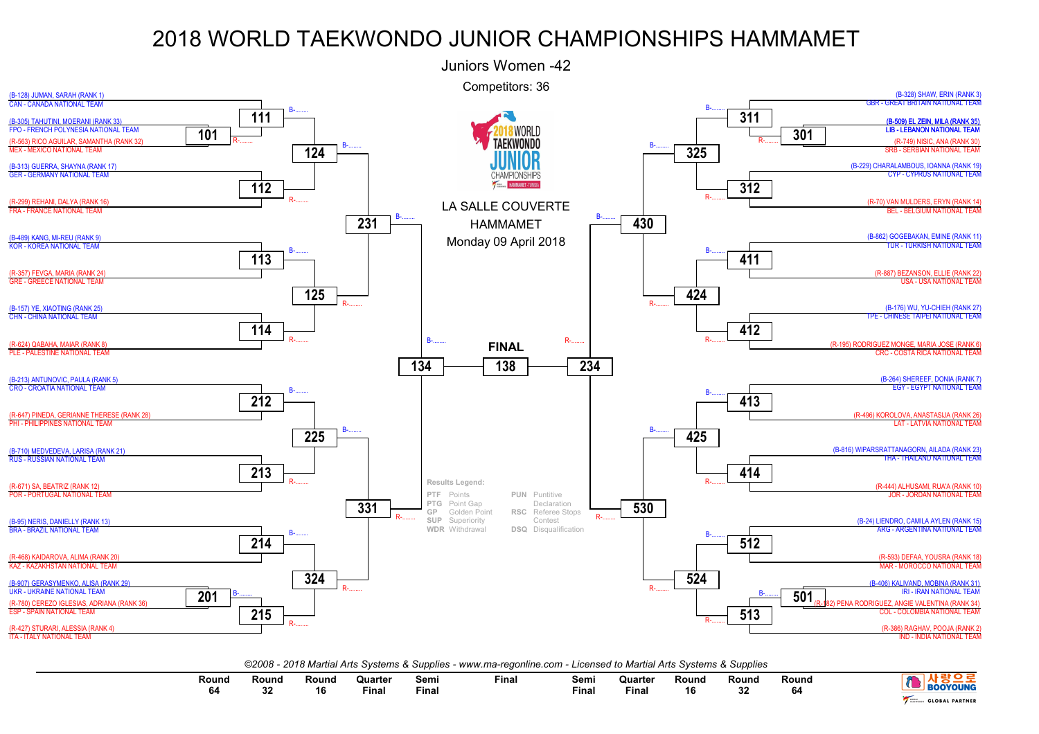# 2018 WORLD TAEKWONDO JUNIOR CHAMPIONSHIPS HAMMAMET

## Juniors Women -42

Competitors: 36

LA SALLE COUVERTE
HAMMAMET
Monday 09 April 2018

### Left side of bracket

- (B-128) JUMAN, SARAH (RANK 1) — CAN - CANADA NATIONAL TEAM
- (B-305) TAHUTINI, MOERANI (RANK 33) — FPO - FRENCH POLYNESIA NATIONAL TEAM
- (R-563) RICO AGUILAR, SAMANTHA (RANK 32) — MEX - MEXICO NATIONAL TEAM
- (B-313) GUERRA, SHAYNA (RANK 17) — GER - GERMANY NATIONAL TEAM
- (R-299) REHANI, DALYA (RANK 16) — FRA - FRANCE NATIONAL TEAM
- (B-489) KANG, MI-REU (RANK 9) — KOR - KOREA NATIONAL TEAM
- (R-357) FEVGA, MARIA (RANK 24) — GRE - GREECE NATIONAL TEAM
- (B-157) YE, XIAOTING (RANK 25) — CHN - CHINA NATIONAL TEAM
- (R-624) QABAHA, MAIAR (RANK 8) — PLE - PALESTINE NATIONAL TEAM
- (B-213) ANTUNOVIC, PAULA (RANK 5) — CRO - CROATIA NATIONAL TEAM
- (R-647) PINEDA, GERIANNE THERESE (RANK 28) — PHI - PHILIPPINES NATIONAL TEAM
- (B-710) MEDVEDEVA, LARISA (RANK 21) — RUS - RUSSIAN NATIONAL TEAM
- (R-671) SA, BEATRIZ (RANK 12) — POR - PORTUGAL NATIONAL TEAM
- (B-95) NERIS, DANIELLY (RANK 13) — BRA - BRAZIL NATIONAL TEAM
- (R-468) KAIDAROVA, ALIMA (RANK 20) — KAZ - KAZAKHSTAN NATIONAL TEAM
- (B-907) GERASYMENKO, ALISA (RANK 29) — UKR - UKRAINE NATIONAL TEAM
- (R-780) CEREZO IGLESIAS, ADRIANA (RANK 36) — ESP - SPAIN NATIONAL TEAM
- (R-427) STURARI, ALESSIA (RANK 4) — ITA - ITALY NATIONAL TEAM

Matches: 101, 111, 112, 113, 114, 124, 125, 231, 212, 213, 214, 215, 201, 225, 324, 331, 134

### Right side of bracket

- (B-328) SHAW, ERIN (RANK 3) — GBR - GREAT BRITAIN NATIONAL TEAM
- **(B-509) EL ZEIN, MILA (RANK 35)** — **LIB - LEBANON NATIONAL TEAM**
- (R-749) NISIC, ANA (RANK 30) — SRB - SERBIAN NATIONAL TEAM
- (B-229) CHARALAMBOUS, IOANNA (RANK 19) — CYP - CYPRUS NATIONAL TEAM
- (R-70) VAN MULDERS, ERYN (RANK 14) — BEL - BELGIUM NATIONAL TEAM
- (B-862) GOGEBAKAN, EMINE (RANK 11) — TUR - TURKISH NATIONAL TEAM
- (R-887) BEZANSON, ELLIE (RANK 22) — USA - USA NATIONAL TEAM
- (B-176) WU, YU-CHIEH (RANK 27) — TPE - CHINESE TAIPEI NATIONAL TEAM
- (R-195) RODRIGUEZ MONGE, MARIA JOSE (RANK 6) — CRC - COSTA RICA NATIONAL TEAM
- (B-264) SHEREEF, DONIA (RANK 7) — EGY - EGYPT NATIONAL TEAM
- (R-496) KOROLOVA, ANASTASIJA (RANK 26) — LAT - LATVIA NATIONAL TEAM
- (B-816) WIPARSRATTANAGORN, AILADA (RANK 23) — THA - THAILAND NATIONAL TEAM
- (R-444) ALHUSAMI, RUA'A (RANK 10) — JOR - JORDAN NATIONAL TEAM
- (B-24) LIENDRO, CAMILA AYLEN (RANK 15) — ARG - ARGENTINA NATIONAL TEAM
- (R-593) DEFAA, YOUSRA (RANK 18) — MAR - MOROCCO NATIONAL TEAM
- (B-406) KALIVAND, MOBINA (RANK 31) — IRI - IRAN NATIONAL TEAM
- (R-182) PENA RODRIGUEZ, ANGIE VALENTINA (RANK 34) — COL - COLOMBIA NATIONAL TEAM
- (R-386) RAGHAV, POOJA (RANK 2) — IND - INDIA NATIONAL TEAM

Matches: 301, 311, 312, 411, 412, 325, 424, 430, 413, 414, 512, 513, 501, 425, 524, 530, 234

**FINAL**: 138

Results Legend:

| | | | |
|---|---|---|---|
| PTF | Points | PUN | Punitive Declaration |
| PTG | Point Gap | RSC | Referee Stops Contest |
| GP | Golden Point | DSQ | Disqualification |
| SUP | Superiority | | |
| WDR | Withdrawal | | |

*©2008 - 2018 Martial Arts Systems & Supplies - www.ma-regonline.com - Licensed to Martial Arts Systems & Supplies*

| Round 64 | Round 32 | Round 16 | Quarter Final | Semi Final | Final | Semi Final | Quarter Final | Round 16 | Round 32 | Round 64 |
|---|---|---|---|---|---|---|---|---|---|---|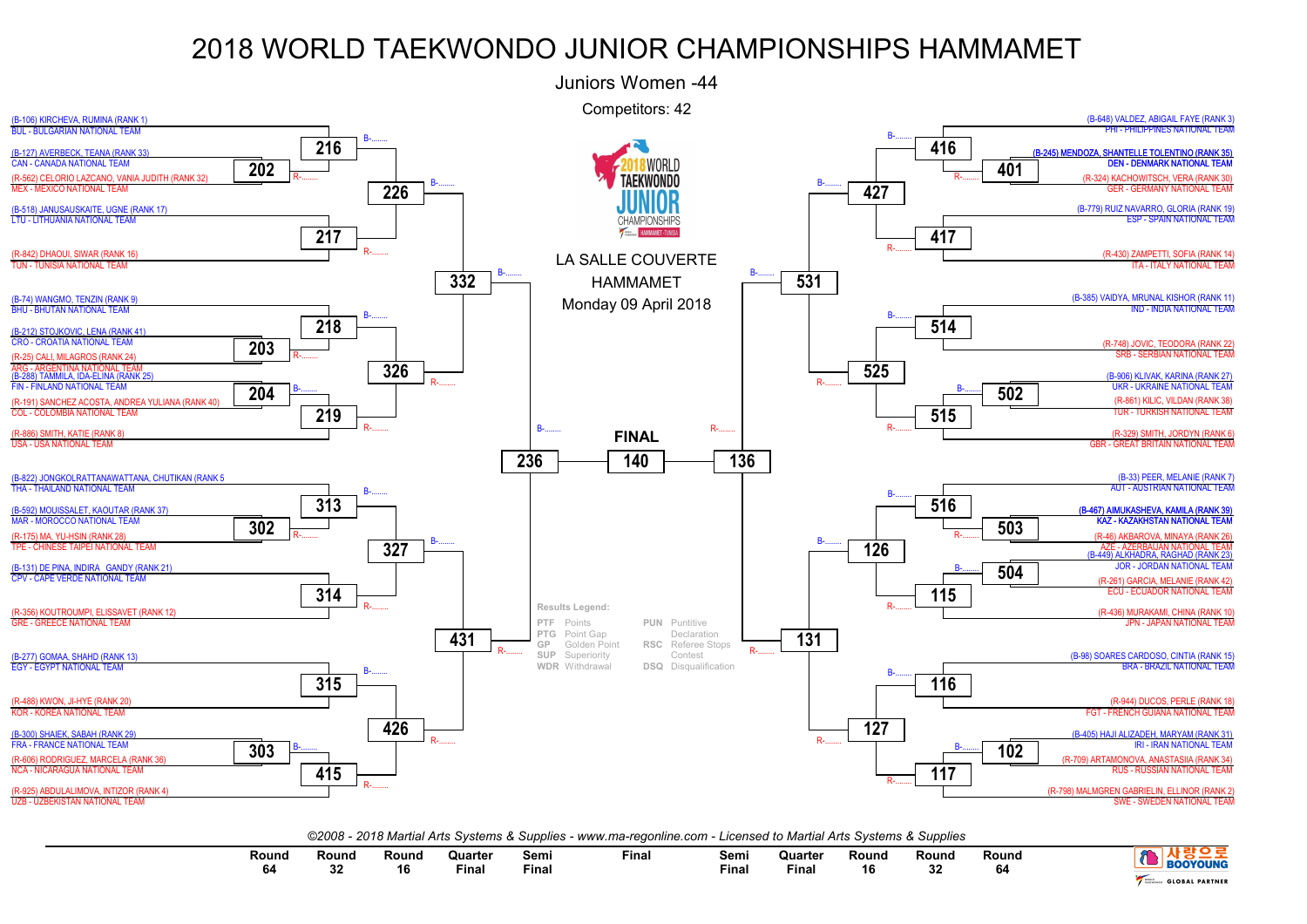# 2018 WORLD TAEKWONDO JUNIOR CHAMPIONSHIPS HAMMAMET

## Juniors Women -44

Competitors: 42

LA SALLE COUVERTE
HAMMAMET
Monday 09 April 2018

(B-106) KIRCHEVA, RUMINA (RANK 1)
BUL - BULGARIAN NATIONAL TEAM

216 B-........

(B-127) AVERBECK, TEANA (RANK 33)
CAN - CANADA NATIONAL TEAM

202 R-........

(R-562) CELORIO LAZCANO, VANIA JUDITH (RANK 32)
MEX - MEXICO NATIONAL TEAM

226 B-........

(B-518) JANUSAUSKAITE, UGNE (RANK 17)
LTU - LITHUANIA NATIONAL TEAM

217 R-........

(R-842) DHAOUI, SIWAR (RANK 16)
TUN - TUNISIA NATIONAL TEAM

332 B-........

(B-74) WANGMO, TENZIN (RANK 9)
BHU - BHUTAN NATIONAL TEAM

218 B-........

(B-212) STOJKOVIC, LENA (RANK 41)
CRO - CROATIA NATIONAL TEAM

203 R-........

(R-25) CALI, MILAGROS (RANK 24)
ARG - ARGENTINA NATIONAL TEAM

326 R-........

(B-288) TAMMILA, IDA-ELINA (RANK 25)
FIN - FINLAND NATIONAL TEAM

204 B-........

(R-191) SANCHEZ ACOSTA, ANDREA YULIANA (RANK 40)
COL - COLOMBIA NATIONAL TEAM

219 R-........

(R-886) SMITH, KATIE (RANK 8)
USA - USA NATIONAL TEAM

236 B-........

**FINAL**

140

(B-822) JONGKOLRATTANAWATTANA, CHUTIKAN (RANK 5)
THA - THAILAND NATIONAL TEAM

313 B-........

(B-592) MOUISSALET, KAOUTAR (RANK 37)
MAR - MOROCCO NATIONAL TEAM

302 R-........

(R-175) MA, YU-HSIN (RANK 28)
TPE - CHINESE TAIPEI NATIONAL TEAM

327 B-........

(B-131) DE PINA, INDIRA GANDY (RANK 21)
CPV - CAPE VERDE NATIONAL TEAM

314 R-........

(R-356) KOUTROUMPI, ELISSAVET (RANK 12)
GRE - GREECE NATIONAL TEAM

431 R-........

(B-277) GOMAA, SHAHD (RANK 13)
EGY - EGYPT NATIONAL TEAM

315 B-........

(R-488) KWON, JI-HYE (RANK 20)
KOR - KOREA NATIONAL TEAM

426 R-........

(B-300) SHAIEK, SABAH (RANK 29)
FRA - FRANCE NATIONAL TEAM

303 B-........

(R-606) RODRIGUEZ, MARCELA (RANK 36)
NCA - NICARAGUA NATIONAL TEAM

415 R-........

(R-925) ABDULALIMOVA, INTIZOR (RANK 4)
UZB - UZBEKISTAN NATIONAL TEAM

(B-648) VALDEZ, ABIGAIL FAYE (RANK 3)
PHI - PHILIPPINES NATIONAL TEAM

416 B-........

**(B-245) MENDOZA, SHANTELLE TOLENTINO (RANK 35)**
**DEN - DENMARK NATIONAL TEAM**

401 R-........

(R-324) KACHOWITSCH, VERA (RANK 30)
GER - GERMANY NATIONAL TEAM

427 B-........

(B-779) RUIZ NAVARRO, GLORIA (RANK 19)
ESP - SPAIN NATIONAL TEAM

417 R-........

(R-430) ZAMPETTI, SOFIA (RANK 14)
ITA - ITALY NATIONAL TEAM

531 B-........

(B-385) VAIDYA, MRUNAL KISHOR (RANK 11)
IND - INDIA NATIONAL TEAM

514 B-........

(R-748) JOVIC, TEODORA (RANK 22)
SRB - SERBIAN NATIONAL TEAM

525 R-........

(B-906) KLIVAK, KARINA (RANK 27)
UKR - UKRAINE NATIONAL TEAM

502 B-........

(R-861) KILIC, VILDAN (RANK 38)
TUR - TURKISH NATIONAL TEAM

515 R-........

(R-329) SMITH, JORDYN (RANK 6)
GBR - GREAT BRITAIN NATIONAL TEAM

136 R-........

(B-33) PEER, MELANIE (RANK 7)
AUT - AUSTRIAN NATIONAL TEAM

516 B-........

**(B-467) AIMUKASHEVA, KAMILA (RANK 39)**
**KAZ - KAZAKHSTAN NATIONAL TEAM**

503 R-........

(R-46) AKBAROVA, MINAYA (RANK 26)
AZE - AZERBAIJAN NATIONAL TEAM

126 B-........

(B-449) ALKHADRA, RAGHAD (RANK 23)
JOR - JORDAN NATIONAL TEAM

504 B-........

(R-261) GARCIA, MELANIE (RANK 42)
ECU - ECUADOR NATIONAL TEAM

115 R-........

(R-436) MURAKAMI, CHINA (RANK 10)
JPN - JAPAN NATIONAL TEAM

131 R-........

(B-98) SOARES CARDOSO, CINTIA (RANK 15)
BRA - BRAZIL NATIONAL TEAM

116 B-........

(R-944) DUCOS, PERLE (RANK 18)
FGT - FRENCH GUIANA NATIONAL TEAM

127 R-........

(B-405) HAJI ALIZADEH, MARYAM (RANK 31)
IRI - IRAN NATIONAL TEAM

102 B-........

(R-709) ARTAMONOVA, ANASTASIIA (RANK 34)
RUS - RUSSIAN NATIONAL TEAM

117 R-........

(R-798) MALMGREN GABRIELIN, ELLINOR (RANK 2)
SWE - SWEDEN NATIONAL TEAM

**Results Legend:**

| | | | |
|---|---|---|---|
| PTF | Points | PUN | Puntitive Declaration |
| PTG | Point Gap | RSC | Referee Stops Contest |
| GP | Golden Point | DSQ | Disqualification |
| SUP | Superiority | | |
| WDR | Withdrawal | | |

*©2008 - 2018 Martial Arts Systems & Supplies - www.ma-regonline.com - Licensed to Martial Arts Systems & Supplies*

| Round 64 | Round 32 | Round 16 | Quarter Final | Semi Final | Final | Semi Final | Quarter Final | Round 16 | Round 32 | Round 64 |
|---|---|---|---|---|---|---|---|---|---|---|

사랑으로 BOOYOUNG
GLOBAL PARTNER